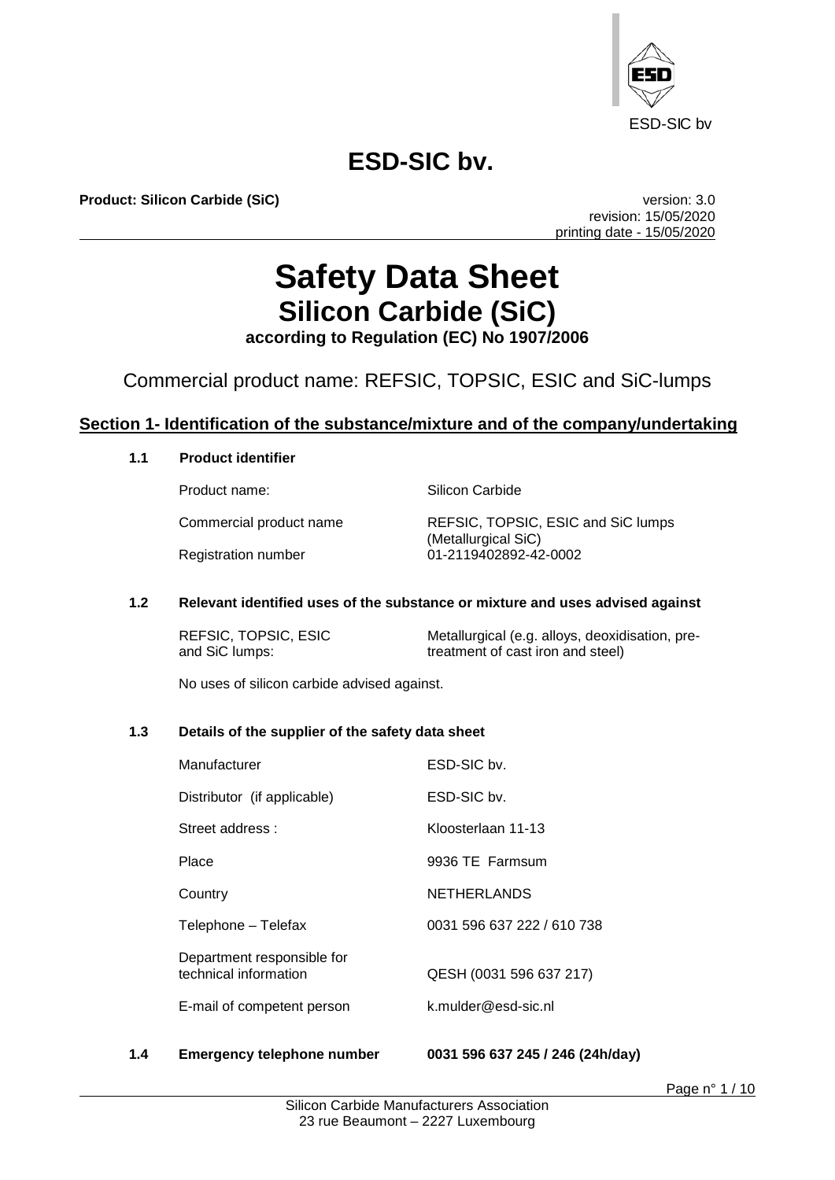ESD-SIC bv

# ESD-SIC bv.

**Product: Silicon Carbide (SiC)**

version: 3.0
revision: 15/05/2020
printing date - 15/05/2020

# Safety Data Sheet
## Silicon Carbide (SiC)
**according to Regulation (EC) No 1907/2006**

Commercial product name: REFSIC, TOPSIC, ESIC and SiC-lumps

## Section 1- Identification of the substance/mixture and of the company/undertaking

### 1.1 Product identifier

| | |
|---|---|
| Product name: | Silicon Carbide |
| Commercial product name | REFSIC, TOPSIC, ESIC and SiC lumps (Metallurgical SiC) |
| Registration number | 01-2119402892-42-0002 |

### 1.2 Relevant identified uses of the substance or mixture and uses advised against

| | |
|---|---|
| REFSIC, TOPSIC, ESIC and SiC lumps: | Metallurgical (e.g. alloys, deoxidisation, pre-treatment of cast iron and steel) |

No uses of silicon carbide advised against.

### 1.3 Details of the supplier of the safety data sheet

| | |
|---|---|
| Manufacturer | ESD-SIC bv. |
| Distributor (if applicable) | ESD-SIC bv. |
| Street address : | Kloosterlaan 11-13 |
| Place | 9936 TE Farmsum |
| Country | NETHERLANDS |
| Telephone – Telefax | 0031 596 637 222 / 610 738 |
| Department responsible for technical information | QESH (0031 596 637 217) |
| E-mail of competent person | k.mulder@esd-sic.nl |

### 1.4 Emergency telephone number **0031 596 637 245 / 246 (24h/day)**

Silicon Carbide Manufacturers Association
23 rue Beaumont – 2227 Luxembourg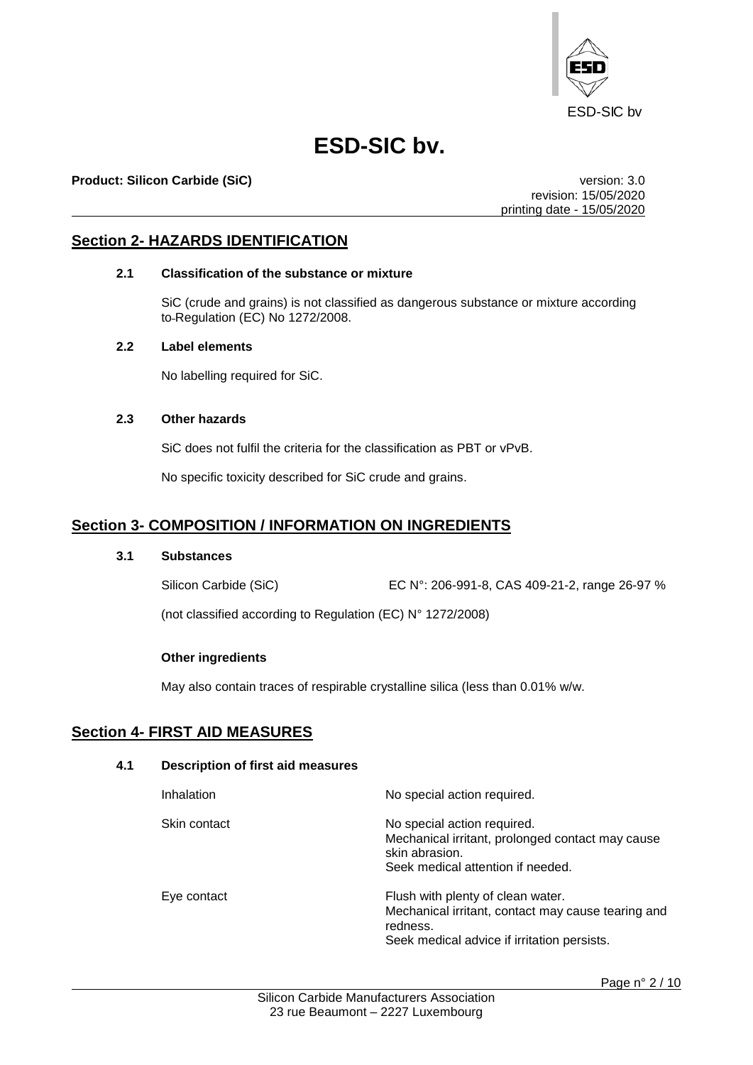# ESD-SIC bv.

**Product: Silicon Carbide (SiC)**

version: 3.0
revision: 15/05/2020
printing date - 15/05/2020

## Section 2- HAZARDS IDENTIFICATION

### 2.1 Classification of the substance or mixture

SiC (crude and grains) is not classified as dangerous substance or mixture according to Regulation (EC) No 1272/2008.

### 2.2 Label elements

No labelling required for SiC.

### 2.3 Other hazards

SiC does not fulfil the criteria for the classification as PBT or vPvB.

No specific toxicity described for SiC crude and grains.

## Section 3- COMPOSITION / INFORMATION ON INGREDIENTS

### 3.1 Substances

Silicon Carbide (SiC) EC N°: 206-991-8, CAS 409-21-2, range 26-97 %

(not classified according to Regulation (EC) N° 1272/2008)

**Other ingredients**

May also contain traces of respirable crystalline silica (less than 0.01% w/w.

## Section 4- FIRST AID MEASURES

### 4.1 Description of first aid measures

| | |
|---|---|
| Inhalation | No special action required. |
| Skin contact | No special action required.<br>Mechanical irritant, prolonged contact may cause skin abrasion.<br>Seek medical attention if needed. |
| Eye contact | Flush with plenty of clean water.<br>Mechanical irritant, contact may cause tearing and redness.<br>Seek medical advice if irritation persists. |

Silicon Carbide Manufacturers Association
23 rue Beaumont – 2227 Luxembourg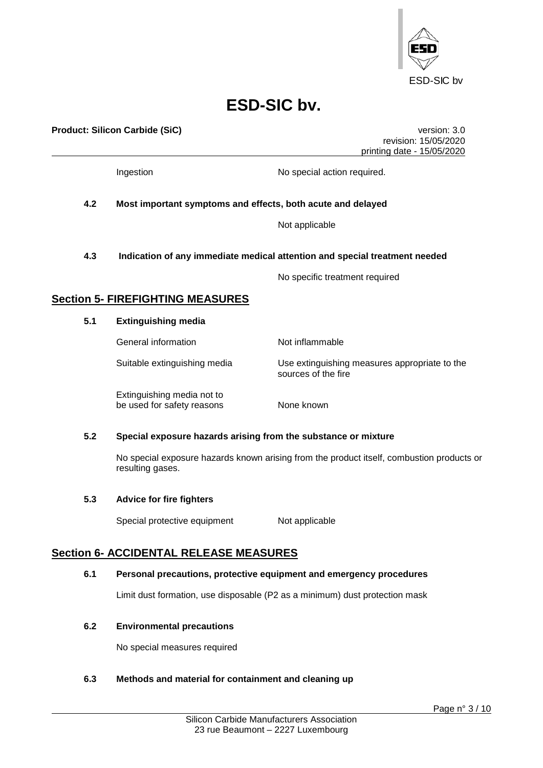Ingestion — No special action required.

**4.2 Most important symptoms and effects, both acute and delayed**

Not applicable

**4.3 Indication of any immediate medical attention and special treatment needed**

No specific treatment required

## Section 5- FIREFIGHTING MEASURES

**5.1 Extinguishing media**

| | |
|---|---|
| General information | Not inflammable |
| Suitable extinguishing media | Use extinguishing measures appropriate to the sources of the fire |
| Extinguishing media not to be used for safety reasons | None known |

**5.2 Special exposure hazards arising from the substance or mixture**

No special exposure hazards known arising from the product itself, combustion products or resulting gases.

**5.3 Advice for fire fighters**

Special protective equipment — Not applicable

## Section 6- ACCIDENTAL RELEASE MEASURES

**6.1 Personal precautions, protective equipment and emergency procedures**

Limit dust formation, use disposable (P2 as a minimum) dust protection mask

**6.2 Environmental precautions**

No special measures required

**6.3 Methods and material for containment and cleaning up**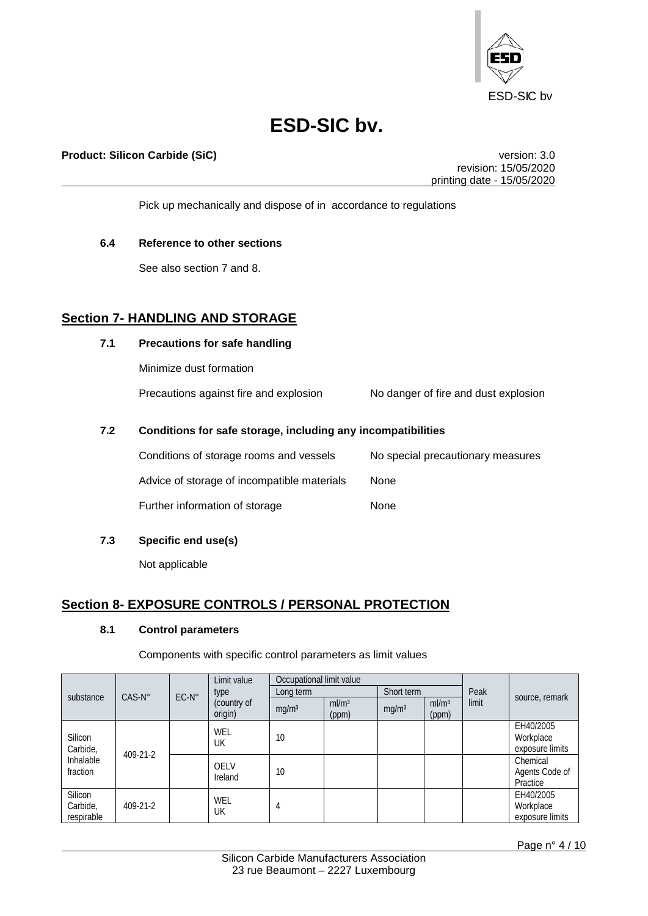Pick up mechanically and dispose of in accordance to regulations

**6.4 Reference to other sections**

See also section 7 and 8.

## Section 7- HANDLING AND STORAGE

**7.1 Precautions for safe handling**

Minimize dust formation

Precautions against fire and explosion — No danger of fire and dust explosion

**7.2 Conditions for safe storage, including any incompatibilities**

Conditions of storage rooms and vessels — No special precautionary measures

Advice of storage of incompatible materials — None

Further information of storage — None

**7.3 Specific end use(s)**

Not applicable

## Section 8- EXPOSURE CONTROLS / PERSONAL PROTECTION

**8.1 Control parameters**

Components with specific control parameters as limit values

| substance | CAS-N° | EC-N° | Limit value type (country of origin) | Occupational limit value | | | | Peak limit | source, remark |
|---|---|---|---|---|---|---|---|---|---|
| | | | | Long term | | Short term | | | |
| | | | | mg/m³ | ml/m³ (ppm) | mg/m³ | ml/m³ (ppm) | | |
| Silicon Carbide, Inhalable fraction | 409-21-2 | | WEL UK | 10 | | | | | EH40/2005 Workplace exposure limits |
| | | | OELV Ireland | 10 | | | | | Chemical Agents Code of Practice |
| Silicon Carbide, respirable | 409-21-2 | | WEL UK | 4 | | | | | EH40/2005 Workplace exposure limits |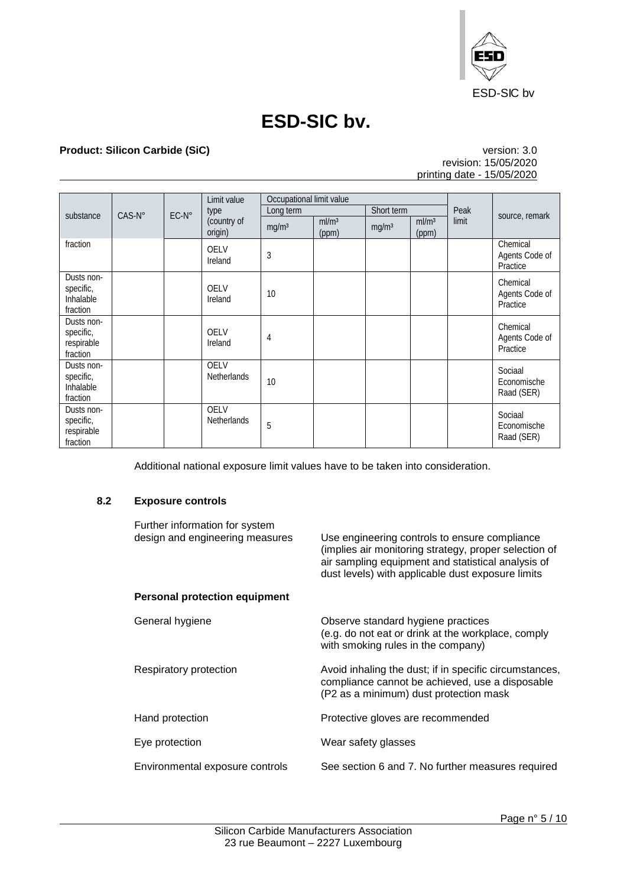| substance | CAS-N° | EC-N° | Limit value type (country of origin) | Occupational limit value | | | | Peak limit | source, remark |
|---|---|---|---|---|---|---|---|---|---|
| | | | | Long term | | Short term | | | |
| | | | | mg/m³ | ml/m³ (ppm) | mg/m³ | ml/m³ (ppm) | | |
| fraction | | | OELV Ireland | 3 | | | | | Chemical Agents Code of Practice |
| Dusts non-specific, Inhalable fraction | | | OELV Ireland | 10 | | | | | Chemical Agents Code of Practice |
| Dusts non-specific, respirable fraction | | | OELV Ireland | 4 | | | | | Chemical Agents Code of Practice |
| Dusts non-specific, Inhalable fraction | | | OELV Netherlands | 10 | | | | | Sociaal Economische Raad (SER) |
| Dusts non-specific, respirable fraction | | | OELV Netherlands | 5 | | | | | Sociaal Economische Raad (SER) |

Additional national exposure limit values have to be taken into consideration.

## 8.2 Exposure controls

Further information for system design and engineering measures: Use engineering controls to ensure compliance (implies air monitoring strategy, proper selection of air sampling equipment and statistical analysis of dust levels) with applicable dust exposure limits

**Personal protection equipment**

General hygiene: Observe standard hygiene practices (e.g. do not eat or drink at the workplace, comply with smoking rules in the company)

Respiratory protection: Avoid inhaling the dust; if in specific circumstances, compliance cannot be achieved, use a disposable (P2 as a minimum) dust protection mask

Hand protection: Protective gloves are recommended

Eye protection: Wear safety glasses

Environmental exposure controls: See section 6 and 7. No further measures required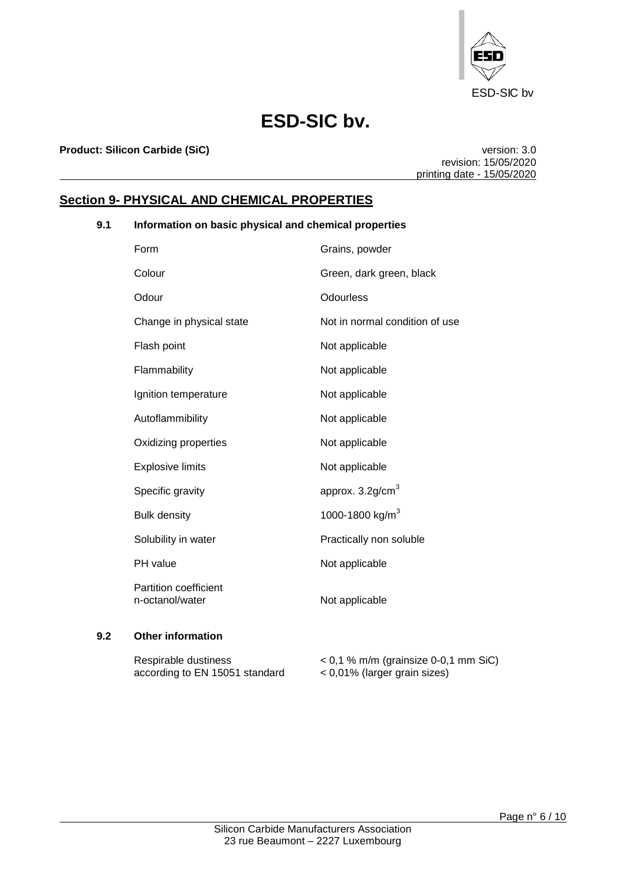# ESD-SIC bv.

**Product: Silicon Carbide (SiC)**

version: 3.0
revision: 15/05/2020
printing date - 15/05/2020

## Section 9- PHYSICAL AND CHEMICAL PROPERTIES

### 9.1 Information on basic physical and chemical properties

| | |
|---|---|
| Form | Grains, powder |
| Colour | Green, dark green, black |
| Odour | Odourless |
| Change in physical state | Not in normal condition of use |
| Flash point | Not applicable |
| Flammability | Not applicable |
| Ignition temperature | Not applicable |
| Autoflammibility | Not applicable |
| Oxidizing properties | Not applicable |
| Explosive limits | Not applicable |
| Specific gravity | approx. 3.2g/cm$^3$ |
| Bulk density | 1000-1800 kg/m$^3$ |
| Solubility in water | Practically non soluble |
| PH value | Not applicable |
| Partition coefficient n-octanol/water | Not applicable |

### 9.2 Other information

| | |
|---|---|
| Respirable dustiness according to EN 15051 standard | < 0,1 % m/m (grainsize 0-0,1 mm SiC)<br>< 0,01% (larger grain sizes) |

Silicon Carbide Manufacturers Association
23 rue Beaumont – 2227 Luxembourg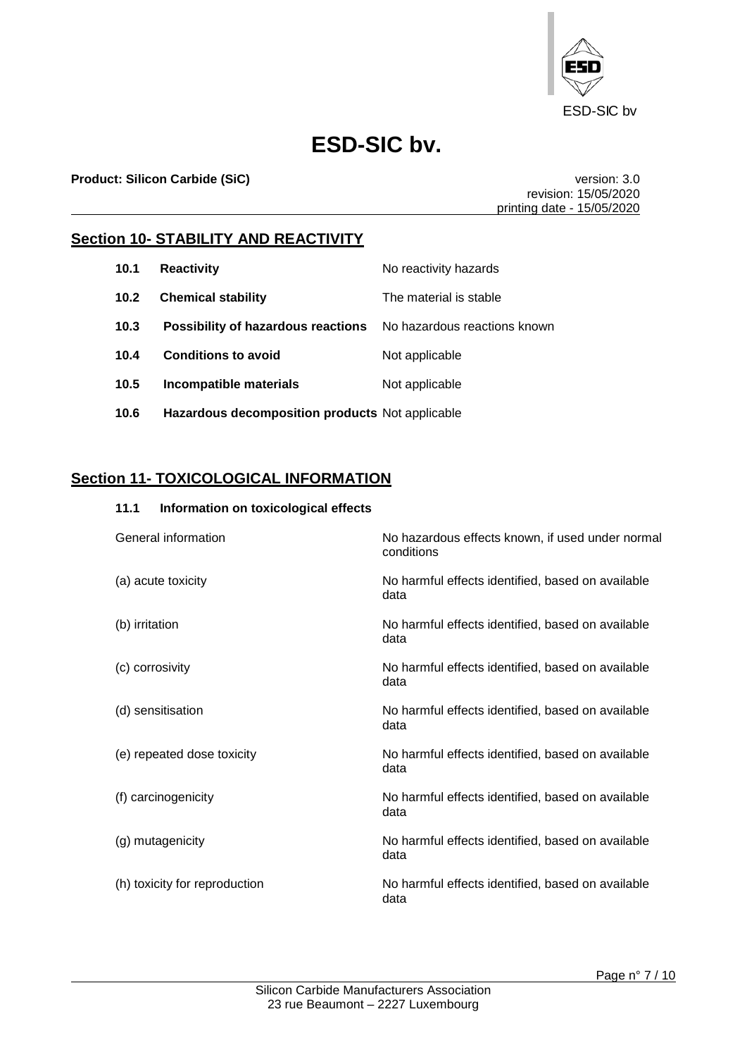## Section 10- STABILITY AND REACTIVITY

| | | |
|---|---|---|
| **10.1** | **Reactivity** | No reactivity hazards |
| **10.2** | **Chemical stability** | The material is stable |
| **10.3** | **Possibility of hazardous reactions** | No hazardous reactions known |
| **10.4** | **Conditions to avoid** | Not applicable |
| **10.5** | **Incompatible materials** | Not applicable |
| **10.6** | **Hazardous decomposition products** | Not applicable |

## Section 11- TOXICOLOGICAL INFORMATION

**11.1 Information on toxicological effects**

| | |
|---|---|
| General information | No hazardous effects known, if used under normal conditions |
| (a) acute toxicity | No harmful effects identified, based on available data |
| (b) irritation | No harmful effects identified, based on available data |
| (c) corrosivity | No harmful effects identified, based on available data |
| (d) sensitisation | No harmful effects identified, based on available data |
| (e) repeated dose toxicity | No harmful effects identified, based on available data |
| (f) carcinogenicity | No harmful effects identified, based on available data |
| (g) mutagenicity | No harmful effects identified, based on available data |
| (h) toxicity for reproduction | No harmful effects identified, based on available data |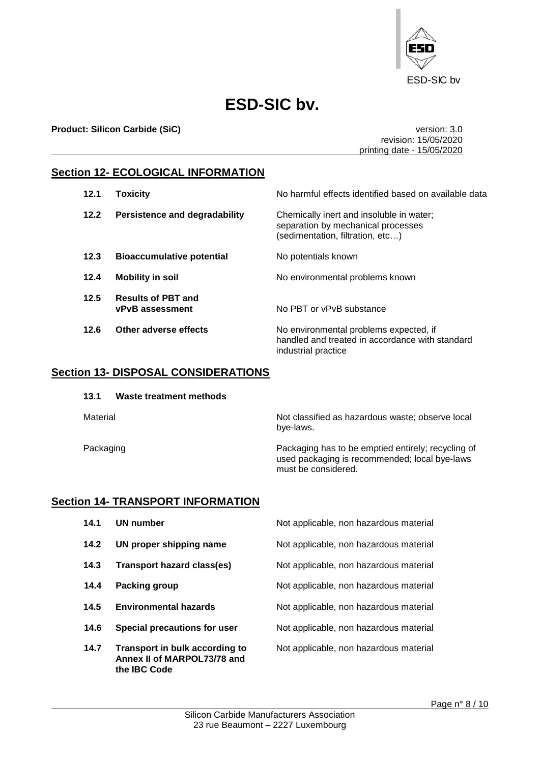# ESD-SIC bv.

**Product: Silicon Carbide (SiC)**

version: 3.0
revision: 15/05/2020
printing date - 15/05/2020

## Section 12- ECOLOGICAL INFORMATION

| | | |
|---|---|---|
| **12.1** | **Toxicity** | No harmful effects identified based on available data |
| **12.2** | **Persistence and degradability** | Chemically inert and insoluble in water; separation by mechanical processes (sedimentation, filtration, etc…) |
| **12.3** | **Bioaccumulative potential** | No potentials known |
| **12.4** | **Mobility in soil** | No environmental problems known |
| **12.5** | **Results of PBT and vPvB assessment** | No PBT or vPvB substance |
| **12.6** | **Other adverse effects** | No environmental problems expected, if handled and treated in accordance with standard industrial practice |

## Section 13- DISPOSAL CONSIDERATIONS

**13.1 Waste treatment methods**

| | |
|---|---|
| Material | Not classified as hazardous waste; observe local bye-laws. |
| Packaging | Packaging has to be emptied entirely; recycling of used packaging is recommended; local bye-laws must be considered. |

## Section 14- TRANSPORT INFORMATION

| | | |
|---|---|---|
| **14.1** | **UN number** | Not applicable, non hazardous material |
| **14.2** | **UN proper shipping name** | Not applicable, non hazardous material |
| **14.3** | **Transport hazard class(es)** | Not applicable, non hazardous material |
| **14.4** | **Packing group** | Not applicable, non hazardous material |
| **14.5** | **Environmental hazards** | Not applicable, non hazardous material |
| **14.6** | **Special precautions for user** | Not applicable, non hazardous material |
| **14.7** | **Transport in bulk according to Annex II of MARPOL73/78 and the IBC Code** | Not applicable, non hazardous material |

Silicon Carbide Manufacturers Association
23 rue Beaumont – 2227 Luxembourg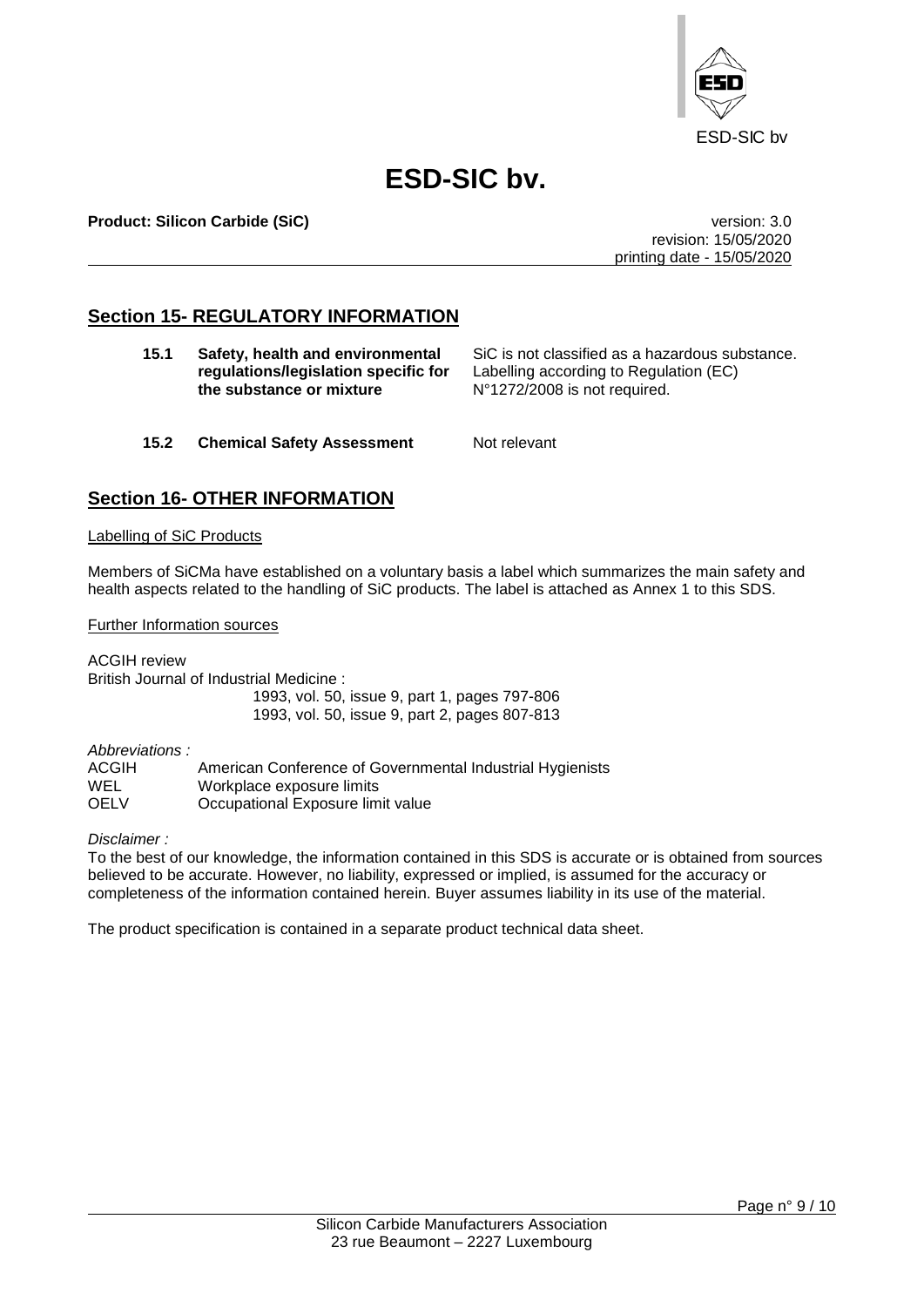## Section 15- REGULATORY INFORMATION

| | | |
|---|---|---|
| **15.1** | **Safety, health and environmental regulations/legislation specific for the substance or mixture** | SiC is not classified as a hazardous substance. Labelling according to Regulation (EC) N°1272/2008 is not required. |
| **15.2** | **Chemical Safety Assessment** | Not relevant |

## Section 16- OTHER INFORMATION

Labelling of SiC Products

Members of SiCMa have established on a voluntary basis a label which summarizes the main safety and health aspects related to the handling of SiC products. The label is attached as Annex 1 to this SDS.

Further Information sources

ACGIH review

British Journal of Industrial Medicine :

1993, vol. 50, issue 9, part 1, pages 797-806

1993, vol. 50, issue 9, part 2, pages 807-813

*Abbreviations :*

| | |
|---|---|
| ACGIH | American Conference of Governmental Industrial Hygienists |
| WEL | Workplace exposure limits |
| OELV | Occupational Exposure limit value |

*Disclaimer :*

To the best of our knowledge, the information contained in this SDS is accurate or is obtained from sources believed to be accurate. However, no liability, expressed or implied, is assumed for the accuracy or completeness of the information contained herein. Buyer assumes liability in its use of the material.

The product specification is contained in a separate product technical data sheet.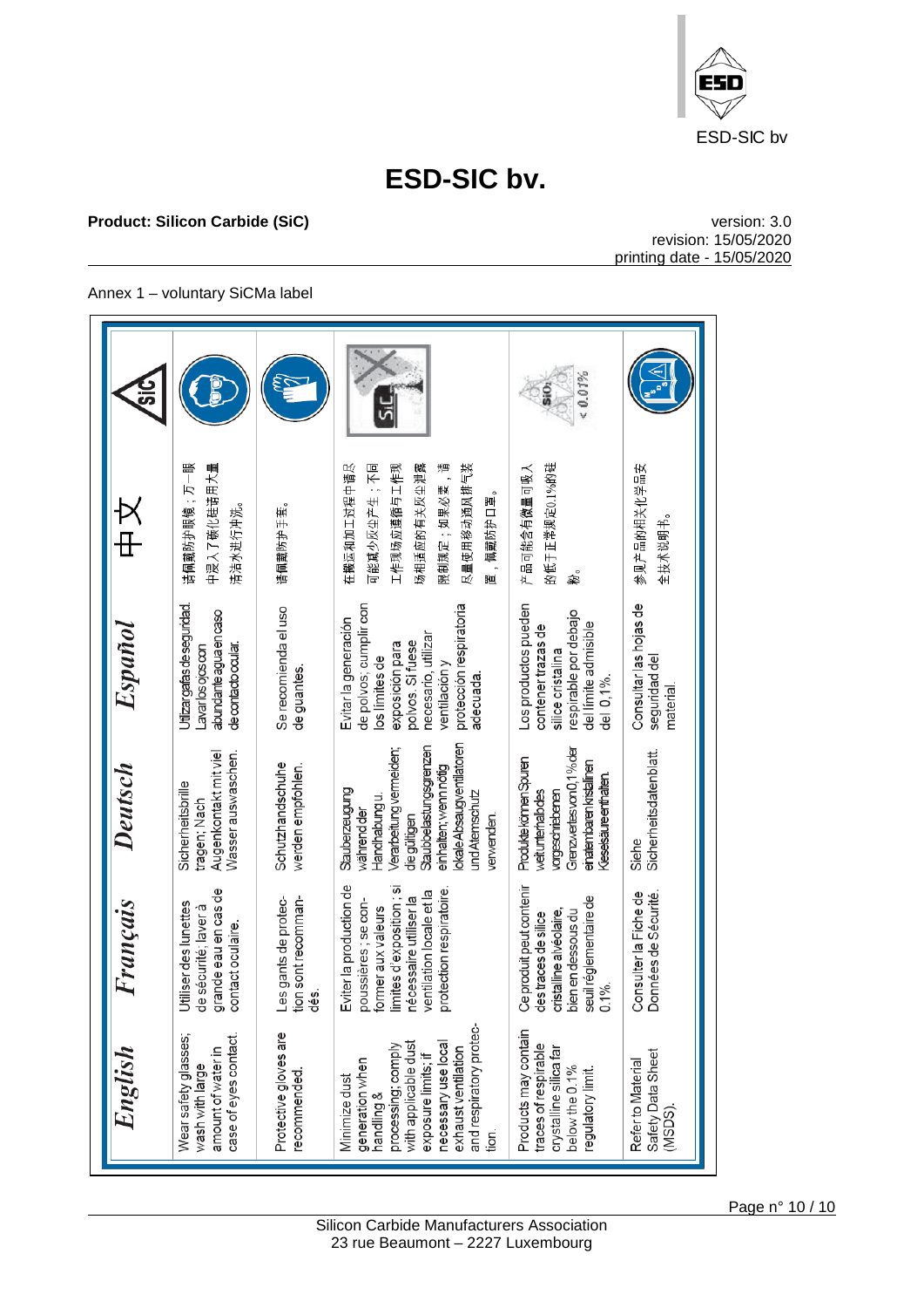ESD-SIC bv

# ESD-SIC bv.

**Product: Silicon Carbide (SiC)**

version: 3.0
revision: 15/05/2020
printing date - 15/05/2020

Annex 1 – voluntary SiCMa label

| English | Français | Deutsch | Español | 中文 | SiC |
|---|---|---|---|---|---|
| Wear safety glasses; wash with large amount of water in case of eyes contact. | Utiliser des lunettes de sécurité; laver à grande eau en cas de contact oculaire. | Sicherheitsbrille tragen; Nach Augenkontakt mit viel Wasser auswaschen. | Utilizar gafas de seguridad. Lavar los ojos con abundante agua en caso de contacto ocular. | 请佩戴防护眼镜；万一眼中浸入了碳化硅请用大量清洁水进行冲洗。 | |
| Protective gloves are recommended. | Les gants de protection sont recommandés. | Schutzhandschuhe werden empfohlen. | Se recomienda el uso de guantes. | 请佩戴防护手套。 | |
| Minimize dust generation when handling & processing; comply with applicable dust exposure limits; if necessary use local exhaust ventilation and respiratory protection. | Eviter la production de poussières ; se conformer aux valeurs limites d'exposition ; si nécessaire utiliser la ventilation locale et la protection respiratoire. | Stauberzeugung während der Handhabung u. Verarbeitung vermeiden; die gültigen Staubbelastungsgrenzen einhalten; wenn nötig lokale Absaugventilatoren und Atemschutz verwenden. | Evitar la generación de polvos; cumplir con los limites de exposición para polvos. Si fuese necesario, utilizar ventilación y protección respiratoria adecuada. | 在搬运和加工过程中请尽可能减少粉尘产生；不同工作现场应遵循与工作现场相适应的有关粉尘泄露限制规定；如果必要，请尽量使用移动通风排气装置，佩戴防护口罩。 | |
| Products may contain traces of respirable crystalline silica far below the 0.1% regulatory limit. | Ce produit peut contenir des traces de silice cristalline alvéolaire, bien en dessous du seuil réglementaire de 0.1%. | Produkte können Spuren weit unterhalb des vorgeschriebenen Grenzwertes von 0,1% der einatembaren kristallinen Kieselsäure enthalten. | Los productos pueden contener trazas de sílice cristalina respirable por debajo del limite admisible del 0,1%. | 产品可能含有微量可吸入的低于正常规定0.1%的硅粉。 | $SiO_2$ < 0.01% |
| Refer to Material Safety Data Sheet (MSDS). | Consulter la Fiche de Données de Sécurité. | Siehe Sicherheitsdatenblatt. | Consultar las hojas de seguridad del material. | 参见产品的相关化学品安全技术说明书。 | |

Silicon Carbide Manufacturers Association
23 rue Beaumont – 2227 Luxembourg